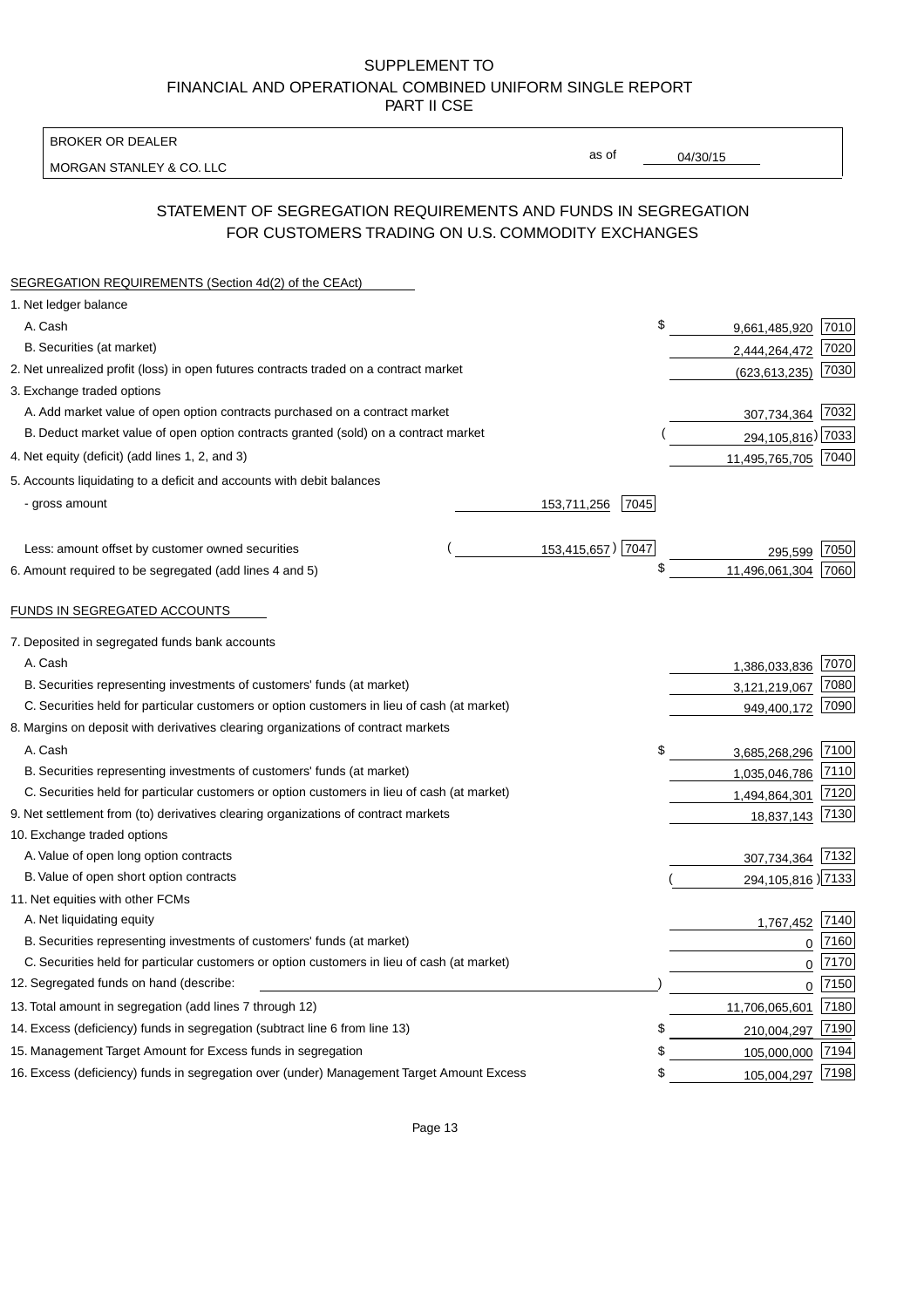SUPPLEMENT TO
FINANCIAL AND OPERATIONAL COMBINED UNIFORM SINGLE REPORT
PART II CSE

| BROKER OR DEALER | | |
|---|---|---|
| MORGAN STANLEY & CO. LLC | as of | 04/30/15 |

## STATEMENT OF SEGREGATION REQUIREMENTS AND FUNDS IN SEGREGATION FOR CUSTOMERS TRADING ON U.S. COMMODITY EXCHANGES

| SEGREGATION REQUIREMENTS (Section 4d(2) of the CEAct) | | | | |
|---|---|---|---|---|
| 1. Net ledger balance | | | | |
| A. Cash | | | $ 9,661,485,920 | 7010 |
| B. Securities (at market) | | | 2,444,264,472 | 7020 |
| 2. Net unrealized profit (loss) in open futures contracts traded on a contract market | | | (623,613,235) | 7030 |
| 3. Exchange traded options | | | | |
| A. Add market value of open option contracts purchased on a contract market | | | 307,734,364 | 7032 |
| B. Deduct market value of open option contracts granted (sold) on a contract market | | | ( 294,105,816) | 7033 |
| 4. Net equity (deficit) (add lines 1, 2, and 3) | | | 11,495,765,705 | 7040 |
| 5. Accounts liquidating to a deficit and accounts with debit balances | | | | |
| - gross amount | 153,711,256 | 7045 | | |
| Less: amount offset by customer owned securities | ( 153,415,657) | 7047 | 295,599 | 7050 |
| 6. Amount required to be segregated (add lines 4 and 5) | | | $ 11,496,061,304 | 7060 |
| **FUNDS IN SEGREGATED ACCOUNTS** | | | | |
| 7. Deposited in segregated funds bank accounts | | | | |
| A. Cash | | | 1,386,033,836 | 7070 |
| B. Securities representing investments of customers' funds (at market) | | | 3,121,219,067 | 7080 |
| C. Securities held for particular customers or option customers in lieu of cash (at market) | | | 949,400,172 | 7090 |
| 8. Margins on deposit with derivatives clearing organizations of contract markets | | | | |
| A. Cash | | | $ 3,685,268,296 | 7100 |
| B. Securities representing investments of customers' funds (at market) | | | 1,035,046,786 | 7110 |
| C. Securities held for particular customers or option customers in lieu of cash (at market) | | | 1,494,864,301 | 7120 |
| 9. Net settlement from (to) derivatives clearing organizations of contract markets | | | 18,837,143 | 7130 |
| 10. Exchange traded options | | | | |
| A. Value of open long option contracts | | | 307,734,364 | 7132 |
| B. Value of open short option contracts | | | ( 294,105,816) | 7133 |
| 11. Net equities with other FCMs | | | | |
| A. Net liquidating equity | | | 1,767,452 | 7140 |
| B. Securities representing investments of customers' funds (at market) | | | 0 | 7160 |
| C. Securities held for particular customers or option customers in lieu of cash (at market) | | | 0 | 7170 |
| 12. Segregated funds on hand (describe: ) | | | 0 | 7150 |
| 13. Total amount in segregation (add lines 7 through 12) | | | 11,706,065,601 | 7180 |
| 14. Excess (deficiency) funds in segregation (subtract line 6 from line 13) | | | $ 210,004,297 | 7190 |
| 15. Management Target Amount for Excess funds in segregation | | | $ 105,000,000 | 7194 |
| 16. Excess (deficiency) funds in segregation over (under) Management Target Amount Excess | | | $ 105,004,297 | 7198 |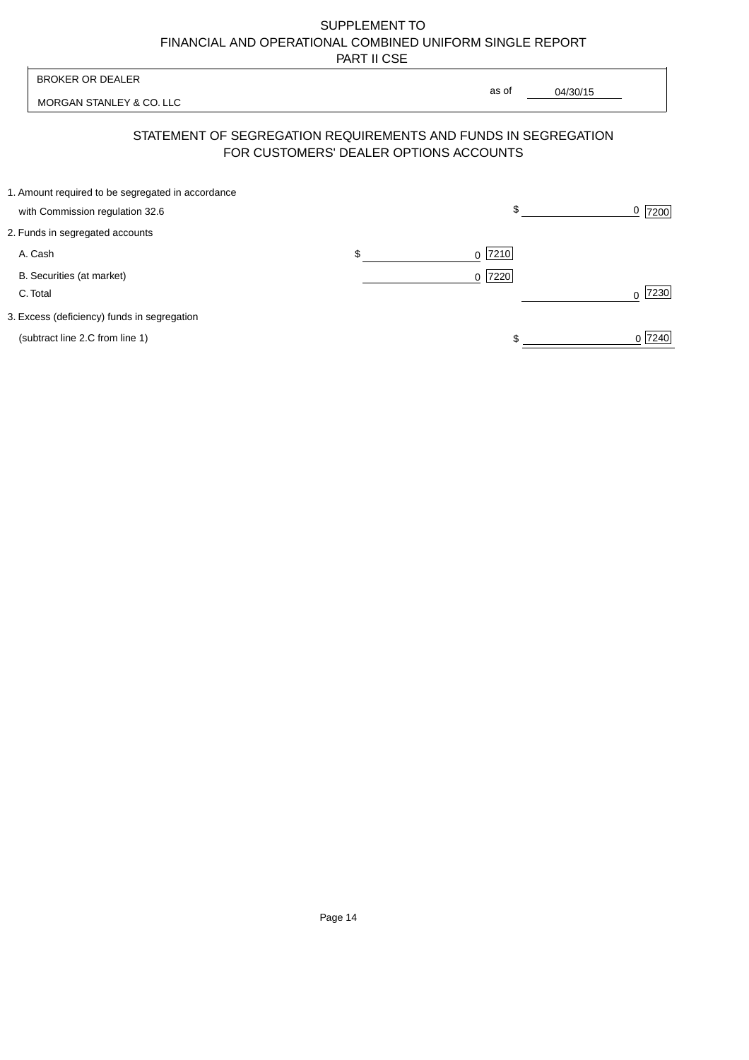# SUPPLEMENT TO
# FINANCIAL AND OPERATIONAL COMBINED UNIFORM SINGLE REPORT
# PART II CSE

BROKER OR DEALER

MORGAN STANLEY & CO. LLC

as of 04/30/15

## STATEMENT OF SEGREGATION REQUIREMENTS AND FUNDS IN SEGREGATION FOR CUSTOMERS' DEALER OPTIONS ACCOUNTS

| | | |
|---|---|---|
| 1. Amount required to be segregated in accordance with Commission regulation 32.6 | | $ 0 [7200] |
| 2. Funds in segregated accounts | | |
| A. Cash | $ 0 [7210] | |
| B. Securities (at market) | 0 [7220] | |
| C. Total | | 0 [7230] |
| 3. Excess (deficiency) funds in segregation (subtract line 2.C from line 1) | | $ 0 [7240] |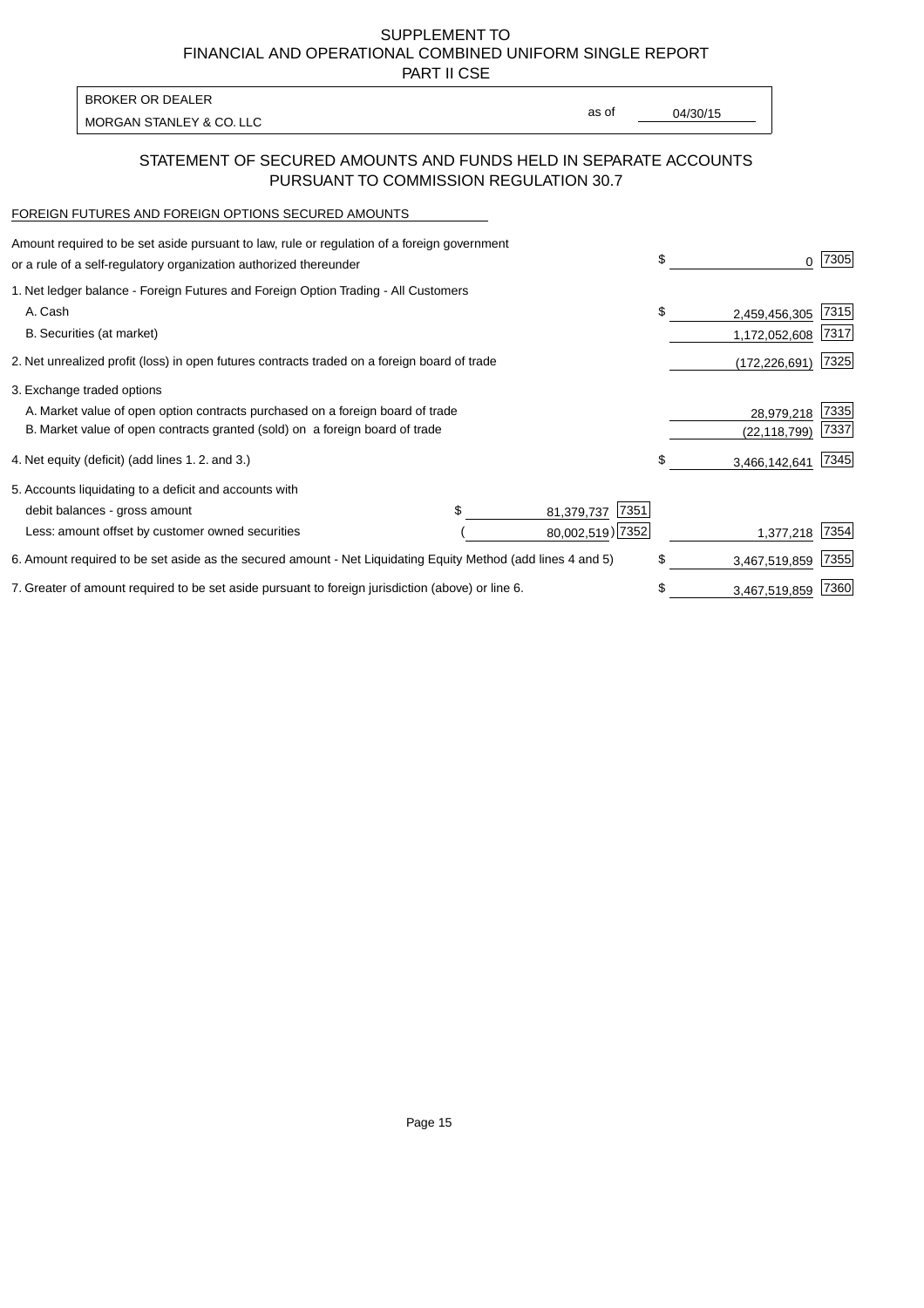SUPPLEMENT TO
FINANCIAL AND OPERATIONAL COMBINED UNIFORM SINGLE REPORT
PART II CSE

| BROKER OR DEALER | | |
|---|---|---|
| MORGAN STANLEY & CO. LLC | as of | 04/30/15 |

## STATEMENT OF SECURED AMOUNTS AND FUNDS HELD IN SEPARATE ACCOUNTS PURSUANT TO COMMISSION REGULATION 30.7

FOREIGN FUTURES AND FOREIGN OPTIONS SECURED AMOUNTS

| | | | | |
|---|---|---|---|---|
| Amount required to be set aside pursuant to law, rule or regulation of a foreign government or a rule of a self-regulatory organization authorized thereunder | | | $ 0 | 7305 |
| 1. Net ledger balance - Foreign Futures and Foreign Option Trading - All Customers | | | | |
| A. Cash | | | $ 2,459,456,305 | 7315 |
| B. Securities (at market) | | | 1,172,052,608 | 7317 |
| 2. Net unrealized profit (loss) in open futures contracts traded on a foreign board of trade | | | (172,226,691) | 7325 |
| 3. Exchange traded options | | | | |
| A. Market value of open option contracts purchased on a foreign board of trade | | | 28,979,218 | 7335 |
| B. Market value of open contracts granted (sold) on a foreign board of trade | | | (22,118,799) | 7337 |
| 4. Net equity (deficit) (add lines 1. 2. and 3.) | | | $ 3,466,142,641 | 7345 |
| 5. Accounts liquidating to a deficit and accounts with | | | | |
| debit balances - gross amount | $ 81,379,737 | 7351 | | |
| Less: amount offset by customer owned securities | ( 80,002,519) | 7352 | 1,377,218 | 7354 |
| 6. Amount required to be set aside as the secured amount - Net Liquidating Equity Method (add lines 4 and 5) | | | $ 3,467,519,859 | 7355 |
| 7. Greater of amount required to be set aside pursuant to foreign jurisdiction (above) or line 6. | | | $ 3,467,519,859 | 7360 |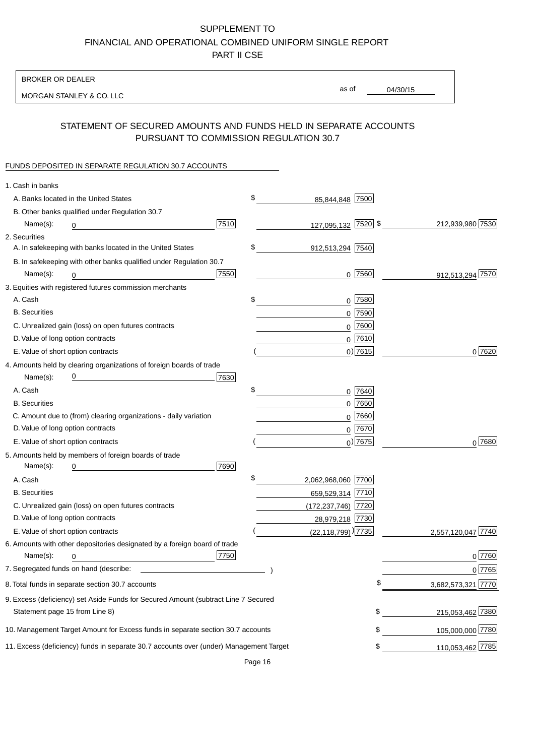# SUPPLEMENT TO
# FINANCIAL AND OPERATIONAL COMBINED UNIFORM SINGLE REPORT
# PART II CSE

BROKER OR DEALER

MORGAN STANLEY & CO. LLC

as of 04/30/15

## STATEMENT OF SECURED AMOUNTS AND FUNDS HELD IN SEPARATE ACCOUNTS PURSUANT TO COMMISSION REGULATION 30.7

FUNDS DEPOSITED IN SEPARATE REGULATION 30.7 ACCOUNTS

| | | | | |
|---|---|---|---|---|
| 1. Cash in banks | | | | |
| A. Banks located in the United States | | $ 85,844,848 | 7500 | |
| B. Other banks qualified under Regulation 30.7 | | | | |
| Name(s): 0 | 7510 | 127,095,132 | 7520 | $ 212,939,980 7530 |
| 2. Securities | | | | |
| A. In safekeeping with banks located in the United States | | $ 912,513,294 | 7540 | |
| B. In safekeeping with other banks qualified under Regulation 30.7 | | | | |
| Name(s): 0 | 7550 | 0 | 7560 | 912,513,294 7570 |
| 3. Equities with registered futures commission merchants | | | | |
| A. Cash | | $ 0 | 7580 | |
| B. Securities | | 0 | 7590 | |
| C. Unrealized gain (loss) on open futures contracts | | 0 | 7600 | |
| D. Value of long option contracts | | 0 | 7610 | |
| E. Value of short option contracts | | ( 0) | 7615 | 0 7620 |
| 4. Amounts held by clearing organizations of foreign boards of trade | | | | |
| Name(s): 0 | 7630 | | | |
| A. Cash | | $ 0 | 7640 | |
| B. Securities | | 0 | 7650 | |
| C. Amount due to (from) clearing organizations - daily variation | | 0 | 7660 | |
| D. Value of long option contracts | | 0 | 7670 | |
| E. Value of short option contracts | | ( 0) | 7675 | 0 7680 |
| 5. Amounts held by members of foreign boards of trade | | | | |
| Name(s): 0 | 7690 | | | |
| A. Cash | | $ 2,062,968,060 | 7700 | |
| B. Securities | | 659,529,314 | 7710 | |
| C. Unrealized gain (loss) on open futures contracts | | (172,237,746) | 7720 | |
| D. Value of long option contracts | | 28,979,218 | 7730 | |
| E. Value of short option contracts | | ( (22,118,799) ) | 7735 | 2,557,120,047 7740 |
| 6. Amounts with other depositories designated by a foreign board of trade | | | | |
| Name(s): 0 | 7750 | | | 0 7760 |
| 7. Segregated funds on hand (describe: ) | | | | 0 7765 |
| 8. Total funds in separate section 30.7 accounts | | | | $ 3,682,573,321 7770 |
| 9. Excess (deficiency) set Aside Funds for Secured Amount (subtract Line 7 Secured Statement page 15 from Line 8) | | | | $ 215,053,462 7380 |
| 10. Management Target Amount for Excess funds in separate section 30.7 accounts | | | | $ 105,000,000 7780 |
| 11. Excess (deficiency) funds in separate 30.7 accounts over (under) Management Target | | | | $ 110,053,462 7785 |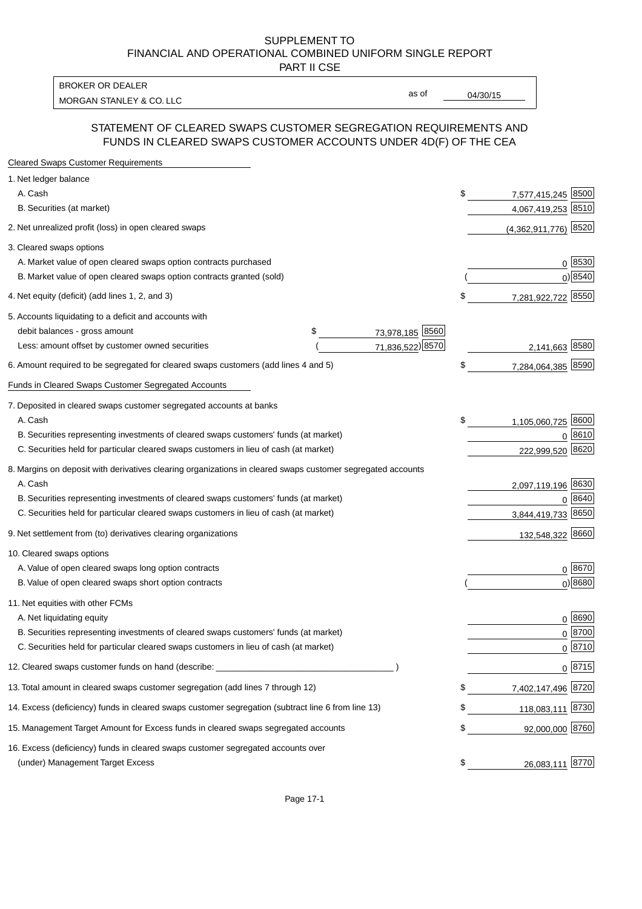SUPPLEMENT TO
FINANCIAL AND OPERATIONAL COMBINED UNIFORM SINGLE REPORT
PART II CSE

| | |
|---|---|
| BROKER OR DEALER<br>MORGAN STANLEY & CO. LLC | as of 04/30/15 |

## STATEMENT OF CLEARED SWAPS CUSTOMER SEGREGATION REQUIREMENTS AND FUNDS IN CLEARED SWAPS CUSTOMER ACCOUNTS UNDER 4D(F) OF THE CEA

| | | | | |
|---|---|---|---|---|
| **Cleared Swaps Customer Requirements** | | | | |
| 1. Net ledger balance | | | | |
| A. Cash | | | $ 7,577,415,245 | 8500 |
| B. Securities (at market) | | | 4,067,419,253 | 8510 |
| 2. Net unrealized profit (loss) in open cleared swaps | | | (4,362,911,776) | 8520 |
| 3. Cleared swaps options | | | | |
| A. Market value of open cleared swaps option contracts purchased | | | 0 | 8530 |
| B. Market value of open cleared swaps option contracts granted (sold) | | | ( 0) | 8540 |
| 4. Net equity (deficit) (add lines 1, 2, and 3) | | | $ 7,281,922,722 | 8550 |
| 5. Accounts liquidating to a deficit and accounts with | | | | |
| debit balances - gross amount | $ 73,978,185 | 8560 | | |
| Less: amount offset by customer owned securities | ( 71,836,522) | 8570 | 2,141,663 | 8580 |
| 6. Amount required to be segregated for cleared swaps customers (add lines 4 and 5) | | | $ 7,284,064,385 | 8590 |
| **Funds in Cleared Swaps Customer Segregated Accounts** | | | | |
| 7. Deposited in cleared swaps customer segregated accounts at banks | | | | |
| A. Cash | | | $ 1,105,060,725 | 8600 |
| B. Securities representing investments of cleared swaps customers' funds (at market) | | | 0 | 8610 |
| C. Securities held for particular cleared swaps customers in lieu of cash (at market) | | | 222,999,520 | 8620 |
| 8. Margins on deposit with derivatives clearing organizations in cleared swaps customer segregated accounts | | | | |
| A. Cash | | | 2,097,119,196 | 8630 |
| B. Securities representing investments of cleared swaps customers' funds (at market) | | | 0 | 8640 |
| C. Securities held for particular cleared swaps customers in lieu of cash (at market) | | | 3,844,419,733 | 8650 |
| 9. Net settlement from (to) derivatives clearing organizations | | | 132,548,322 | 8660 |
| 10. Cleared swaps options | | | | |
| A. Value of open cleared swaps long option contracts | | | 0 | 8670 |
| B. Value of open cleared swaps short option contracts | | | ( 0) | 8680 |
| 11. Net equities with other FCMs | | | | |
| A. Net liquidating equity | | | 0 | 8690 |
| B. Securities representing investments of cleared swaps customers' funds (at market) | | | 0 | 8700 |
| C. Securities held for particular cleared swaps customers in lieu of cash (at market) | | | 0 | 8710 |
| 12. Cleared swaps customer funds on hand (describe: ____________ ) | | | 0 | 8715 |
| 13. Total amount in cleared swaps customer segregation (add lines 7 through 12) | | | $ 7,402,147,496 | 8720 |
| 14. Excess (deficiency) funds in cleared swaps customer segregation (subtract line 6 from line 13) | | | $ 118,083,111 | 8730 |
| 15. Management Target Amount for Excess funds in cleared swaps segregated accounts | | | $ 92,000,000 | 8760 |
| 16. Excess (deficiency) funds in cleared swaps customer segregated accounts over (under) Management Target Excess | | | $ 26,083,111 | 8770 |